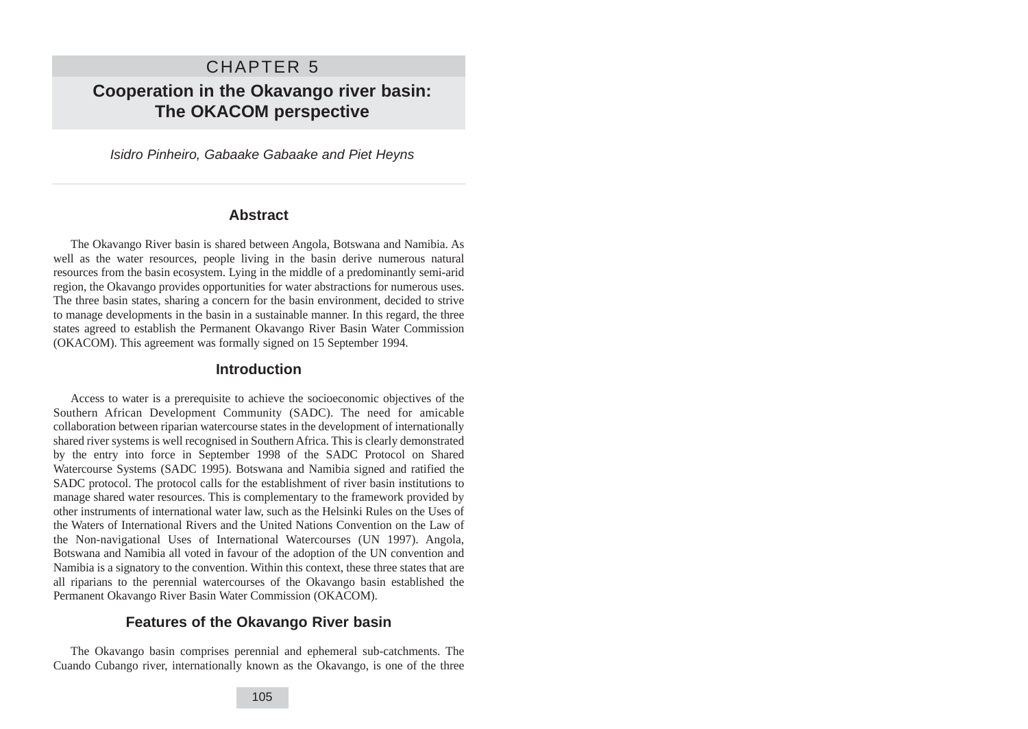# CHAPTER 5

# Cooperation in the Okavango river basin: The OKACOM perspective

*Isidro Pinheiro, Gabaake Gabaake and Piet Heyns*

---

## Abstract

The Okavango River basin is shared between Angola, Botswana and Namibia. As well as the water resources, people living in the basin derive numerous natural resources from the basin ecosystem. Lying in the middle of a predominantly semi-arid region, the Okavango provides opportunities for water abstractions for numerous uses. The three basin states, sharing a concern for the basin environment, decided to strive to manage developments in the basin in a sustainable manner. In this regard, the three states agreed to establish the Permanent Okavango River Basin Water Commission (OKACOM). This agreement was formally signed on 15 September 1994.

## Introduction

Access to water is a prerequisite to achieve the socioeconomic objectives of the Southern African Development Community (SADC). The need for amicable collaboration between riparian watercourse states in the development of internationally shared river systems is well recognised in Southern Africa. This is clearly demonstrated by the entry into force in September 1998 of the SADC Protocol on Shared Watercourse Systems (SADC 1995). Botswana and Namibia signed and ratified the SADC protocol. The protocol calls for the establishment of river basin institutions to manage shared water resources. This is complementary to the framework provided by other instruments of international water law, such as the Helsinki Rules on the Uses of the Waters of International Rivers and the United Nations Convention on the Law of the Non-navigational Uses of International Watercourses (UN 1997). Angola, Botswana and Namibia all voted in favour of the adoption of the UN convention and Namibia is a signatory to the convention. Within this context, these three states that are all riparians to the perennial watercourses of the Okavango basin established the Permanent Okavango River Basin Water Commission (OKACOM).

## Features of the Okavango River basin

The Okavango basin comprises perennial and ephemeral sub-catchments. The Cuando Cubango river, internationally known as the Okavango, is one of the three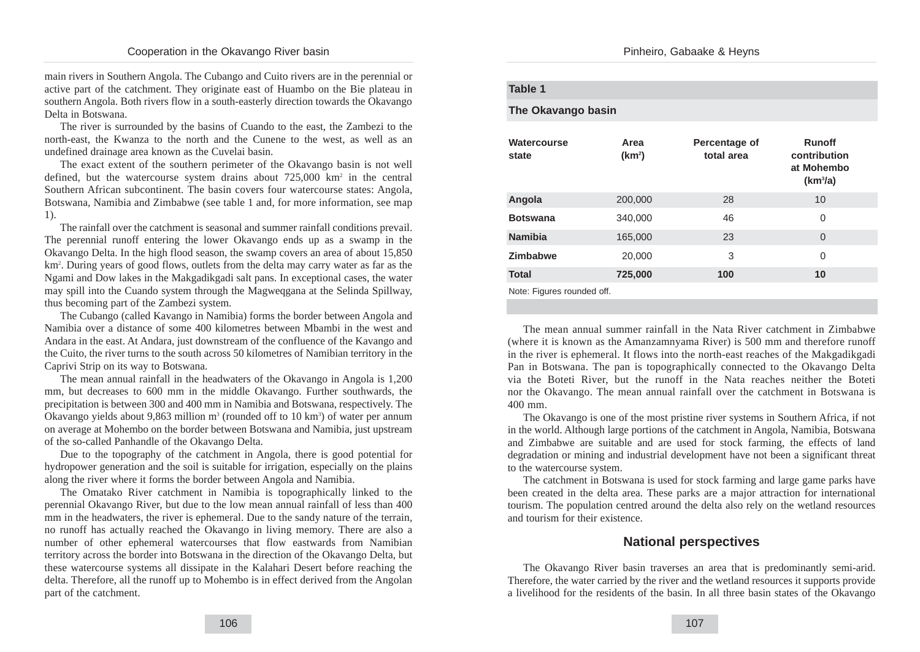main rivers in Southern Angola. The Cubango and Cuito rivers are in the perennial or active part of the catchment. They originate east of Huambo on the Bie plateau in southern Angola. Both rivers flow in a south-easterly direction towards the Okavango Delta in Botswana.

The river is surrounded by the basins of Cuando to the east, the Zambezi to the north-east, the Kwanza to the north and the Cunene to the west, as well as an undefined drainage area known as the Cuvelai basin.

The exact extent of the southern perimeter of the Okavango basin is not well defined, but the watercourse system drains about 725,000 km$^2$ in the central Southern African subcontinent. The basin covers four watercourse states: Angola, Botswana, Namibia and Zimbabwe (see table 1 and, for more information, see map 1).

The rainfall over the catchment is seasonal and summer rainfall conditions prevail. The perennial runoff entering the lower Okavango ends up as a swamp in the Okavango Delta. In the high flood season, the swamp covers an area of about 15,850 km$^2$. During years of good flows, outlets from the delta may carry water as far as the Ngami and Dow lakes in the Makgadikgadi salt pans. In exceptional cases, the water may spill into the Cuando system through the Magweqgana at the Selinda Spillway, thus becoming part of the Zambezi system.

The Cubango (called Kavango in Namibia) forms the border between Angola and Namibia over a distance of some 400 kilometres between Mbambi in the west and Andara in the east. At Andara, just downstream of the confluence of the Kavango and the Cuito, the river turns to the south across 50 kilometres of Namibian territory in the Caprivi Strip on its way to Botswana.

The mean annual rainfall in the headwaters of the Okavango in Angola is 1,200 mm, but decreases to 600 mm in the middle Okavango. Further southwards, the precipitation is between 300 and 400 mm in Namibia and Botswana, respectively. The Okavango yields about 9,863 million m$^3$ (rounded off to 10 km$^3$) of water per annum on average at Mohembo on the border between Botswana and Namibia, just upstream of the so-called Panhandle of the Okavango Delta.

Due to the topography of the catchment in Angola, there is good potential for hydropower generation and the soil is suitable for irrigation, especially on the plains along the river where it forms the border between Angola and Namibia.

The Omatako River catchment in Namibia is topographically linked to the perennial Okavango River, but due to the low mean annual rainfall of less than 400 mm in the headwaters, the river is ephemeral. Due to the sandy nature of the terrain, no runoff has actually reached the Okavango in living memory. There are also a number of other ephemeral watercourses that flow eastwards from Namibian territory across the border into Botswana in the direction of the Okavango Delta, but these watercourse systems all dissipate in the Kalahari Desert before reaching the delta. Therefore, all the runoff up to Mohembo is in effect derived from the Angolan part of the catchment.

**Table 1**

**The Okavango basin**

| Watercourse state | Area (km$^2$) | Percentage of total area | Runoff contribution at Mohembo (km$^3$/a) |
|---|---|---|---|
| **Angola** | 200,000 | 28 | 10 |
| **Botswana** | 340,000 | 46 | 0 |
| **Namibia** | 165,000 | 23 | 0 |
| **Zimbabwe** | 20,000 | 3 | 0 |
| **Total** | **725,000** | **100** | **10** |

Note: Figures rounded off.

The mean annual summer rainfall in the Nata River catchment in Zimbabwe (where it is known as the Amanzamnyama River) is 500 mm and therefore runoff in the river is ephemeral. It flows into the north-east reaches of the Makgadikgadi Pan in Botswana. The pan is topographically connected to the Okavango Delta via the Boteti River, but the runoff in the Nata reaches neither the Boteti nor the Okavango. The mean annual rainfall over the catchment in Botswana is 400 mm.

The Okavango is one of the most pristine river systems in Southern Africa, if not in the world. Although large portions of the catchment in Angola, Namibia, Botswana and Zimbabwe are suitable and are used for stock farming, the effects of land degradation or mining and industrial development have not been a significant threat to the watercourse system.

The catchment in Botswana is used for stock farming and large game parks have been created in the delta area. These parks are a major attraction for international tourism. The population centred around the delta also rely on the wetland resources and tourism for their existence.

## National perspectives

The Okavango River basin traverses an area that is predominantly semi-arid. Therefore, the water carried by the river and the wetland resources it supports provide a livelihood for the residents of the basin. In all three basin states of the Okavango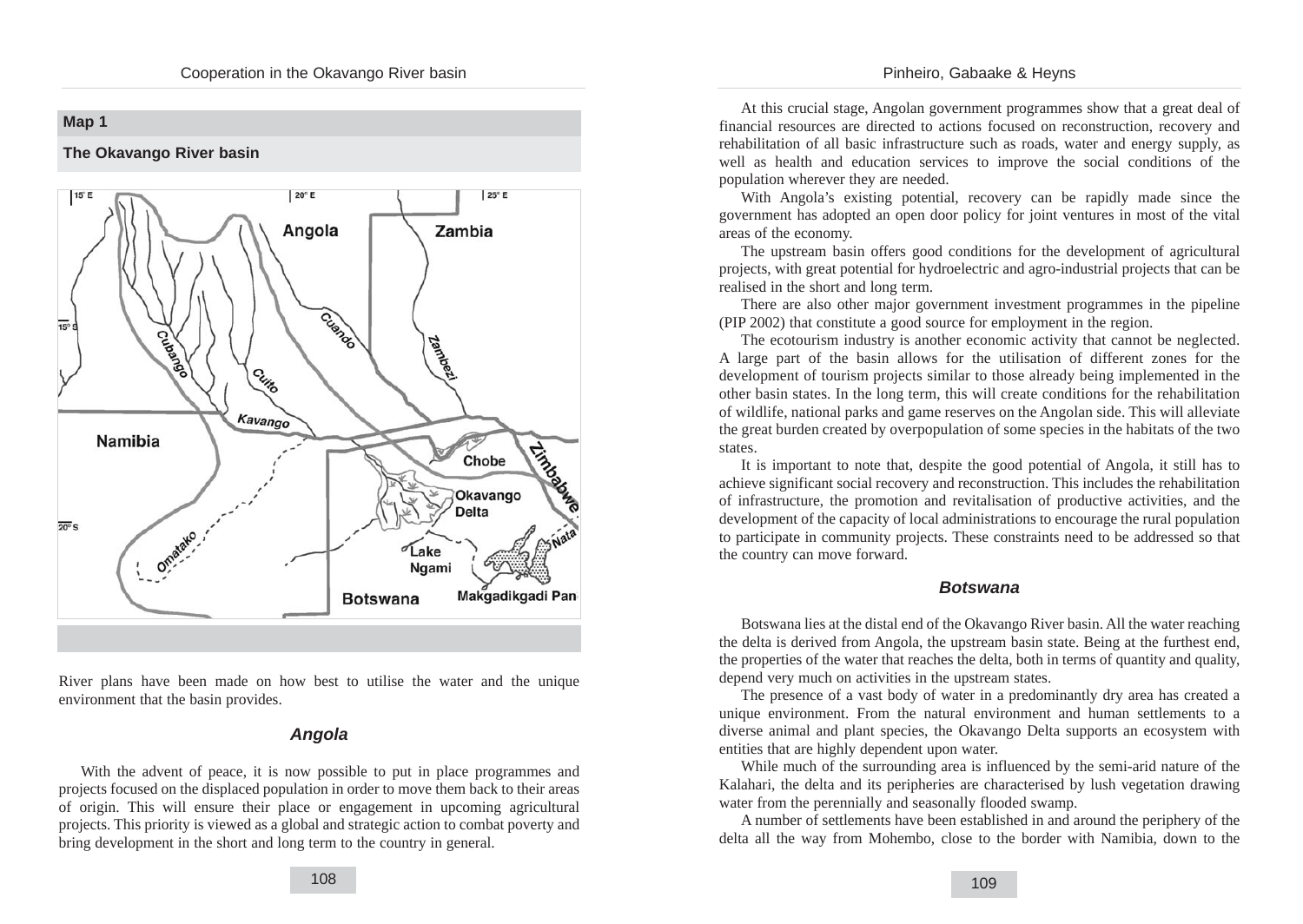**Map 1**

**The Okavango River basin**

River plans have been made on how best to utilise the water and the unique environment that the basin provides.

### *Angola*

With the advent of peace, it is now possible to put in place programmes and projects focused on the displaced population in order to move them back to their areas of origin. This will ensure their place or engagement in upcoming agricultural projects. This priority is viewed as a global and strategic action to combat poverty and bring development in the short and long term to the country in general.

At this crucial stage, Angolan government programmes show that a great deal of financial resources are directed to actions focused on reconstruction, recovery and rehabilitation of all basic infrastructure such as roads, water and energy supply, as well as health and education services to improve the social conditions of the population wherever they are needed.

With Angola's existing potential, recovery can be rapidly made since the government has adopted an open door policy for joint ventures in most of the vital areas of the economy.

The upstream basin offers good conditions for the development of agricultural projects, with great potential for hydroelectric and agro-industrial projects that can be realised in the short and long term.

There are also other major government investment programmes in the pipeline (PIP 2002) that constitute a good source for employment in the region.

The ecotourism industry is another economic activity that cannot be neglected. A large part of the basin allows for the utilisation of different zones for the development of tourism projects similar to those already being implemented in the other basin states. In the long term, this will create conditions for the rehabilitation of wildlife, national parks and game reserves on the Angolan side. This will alleviate the great burden created by overpopulation of some species in the habitats of the two states.

It is important to note that, despite the good potential of Angola, it still has to achieve significant social recovery and reconstruction. This includes the rehabilitation of infrastructure, the promotion and revitalisation of productive activities, and the development of the capacity of local administrations to encourage the rural population to participate in community projects. These constraints need to be addressed so that the country can move forward.

### *Botswana*

Botswana lies at the distal end of the Okavango River basin. All the water reaching the delta is derived from Angola, the upstream basin state. Being at the furthest end, the properties of the water that reaches the delta, both in terms of quantity and quality, depend very much on activities in the upstream states.

The presence of a vast body of water in a predominantly dry area has created a unique environment. From the natural environment and human settlements to a diverse animal and plant species, the Okavango Delta supports an ecosystem with entities that are highly dependent upon water.

While much of the surrounding area is influenced by the semi-arid nature of the Kalahari, the delta and its peripheries are characterised by lush vegetation drawing water from the perennially and seasonally flooded swamp.

A number of settlements have been established in and around the periphery of the delta all the way from Mohembo, close to the border with Namibia, down to the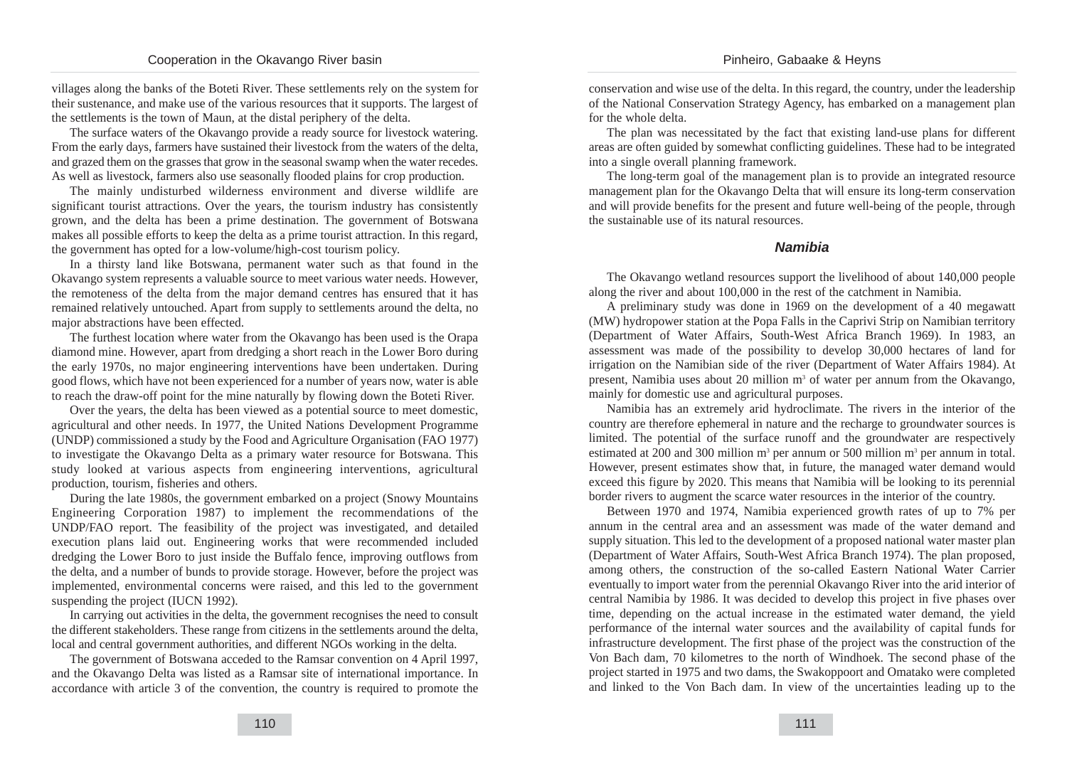villages along the banks of the Boteti River. These settlements rely on the system for their sustenance, and make use of the various resources that it supports. The largest of the settlements is the town of Maun, at the distal periphery of the delta.

The surface waters of the Okavango provide a ready source for livestock watering. From the early days, farmers have sustained their livestock from the waters of the delta, and grazed them on the grasses that grow in the seasonal swamp when the water recedes. As well as livestock, farmers also use seasonally flooded plains for crop production.

The mainly undisturbed wilderness environment and diverse wildlife are significant tourist attractions. Over the years, the tourism industry has consistently grown, and the delta has been a prime destination. The government of Botswana makes all possible efforts to keep the delta as a prime tourist attraction. In this regard, the government has opted for a low-volume/high-cost tourism policy.

In a thirsty land like Botswana, permanent water such as that found in the Okavango system represents a valuable source to meet various water needs. However, the remoteness of the delta from the major demand centres has ensured that it has remained relatively untouched. Apart from supply to settlements around the delta, no major abstractions have been effected.

The furthest location where water from the Okavango has been used is the Orapa diamond mine. However, apart from dredging a short reach in the Lower Boro during the early 1970s, no major engineering interventions have been undertaken. During good flows, which have not been experienced for a number of years now, water is able to reach the draw-off point for the mine naturally by flowing down the Boteti River.

Over the years, the delta has been viewed as a potential source to meet domestic, agricultural and other needs. In 1977, the United Nations Development Programme (UNDP) commissioned a study by the Food and Agriculture Organisation (FAO 1977) to investigate the Okavango Delta as a primary water resource for Botswana. This study looked at various aspects from engineering interventions, agricultural production, tourism, fisheries and others.

During the late 1980s, the government embarked on a project (Snowy Mountains Engineering Corporation 1987) to implement the recommendations of the UNDP/FAO report. The feasibility of the project was investigated, and detailed execution plans laid out. Engineering works that were recommended included dredging the Lower Boro to just inside the Buffalo fence, improving outflows from the delta, and a number of bunds to provide storage. However, before the project was implemented, environmental concerns were raised, and this led to the government suspending the project (IUCN 1992).

In carrying out activities in the delta, the government recognises the need to consult the different stakeholders. These range from citizens in the settlements around the delta, local and central government authorities, and different NGOs working in the delta.

The government of Botswana acceded to the Ramsar convention on 4 April 1997, and the Okavango Delta was listed as a Ramsar site of international importance. In accordance with article 3 of the convention, the country is required to promote the conservation and wise use of the delta. In this regard, the country, under the leadership of the National Conservation Strategy Agency, has embarked on a management plan for the whole delta.

The plan was necessitated by the fact that existing land-use plans for different areas are often guided by somewhat conflicting guidelines. These had to be integrated into a single overall planning framework.

The long-term goal of the management plan is to provide an integrated resource management plan for the Okavango Delta that will ensure its long-term conservation and will provide benefits for the present and future well-being of the people, through the sustainable use of its natural resources.

### *Namibia*

The Okavango wetland resources support the livelihood of about 140,000 people along the river and about 100,000 in the rest of the catchment in Namibia.

A preliminary study was done in 1969 on the development of a 40 megawatt (MW) hydropower station at the Popa Falls in the Caprivi Strip on Namibian territory (Department of Water Affairs, South-West Africa Branch 1969). In 1983, an assessment was made of the possibility to develop 30,000 hectares of land for irrigation on the Namibian side of the river (Department of Water Affairs 1984). At present, Namibia uses about 20 million m$^3$ of water per annum from the Okavango, mainly for domestic use and agricultural purposes.

Namibia has an extremely arid hydroclimate. The rivers in the interior of the country are therefore ephemeral in nature and the recharge to groundwater sources is limited. The potential of the surface runoff and the groundwater are respectively estimated at 200 and 300 million m$^3$ per annum or 500 million m$^3$ per annum in total. However, present estimates show that, in future, the managed water demand would exceed this figure by 2020. This means that Namibia will be looking to its perennial border rivers to augment the scarce water resources in the interior of the country.

Between 1970 and 1974, Namibia experienced growth rates of up to 7% per annum in the central area and an assessment was made of the water demand and supply situation. This led to the development of a proposed national water master plan (Department of Water Affairs, South-West Africa Branch 1974). The plan proposed, among others, the construction of the so-called Eastern National Water Carrier eventually to import water from the perennial Okavango River into the arid interior of central Namibia by 1986. It was decided to develop this project in five phases over time, depending on the actual increase in the estimated water demand, the yield performance of the internal water sources and the availability of capital funds for infrastructure development. The first phase of the project was the construction of the Von Bach dam, 70 kilometres to the north of Windhoek. The second phase of the project started in 1975 and two dams, the Swakoppoort and Omatako were completed and linked to the Von Bach dam. In view of the uncertainties leading up to the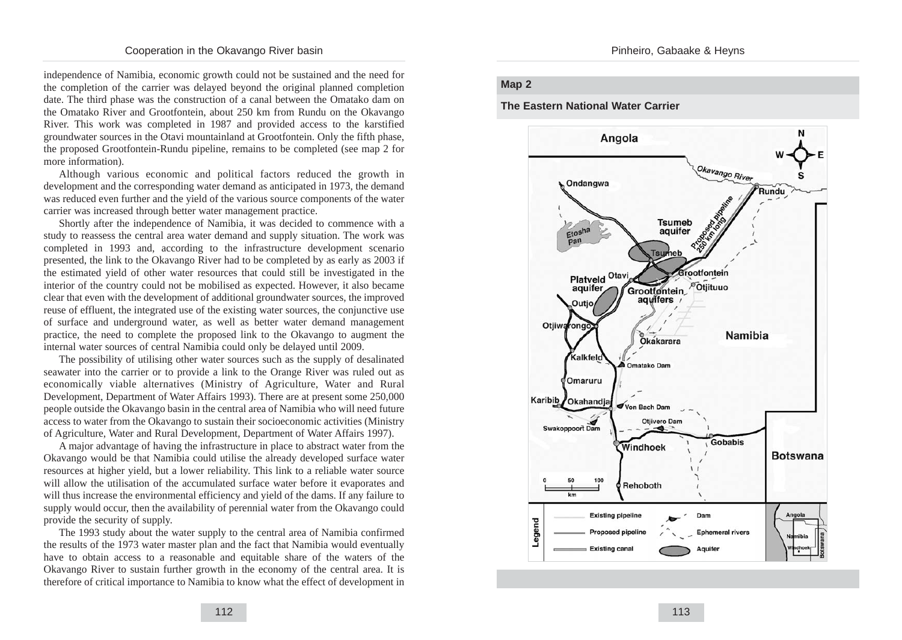independence of Namibia, economic growth could not be sustained and the need for the completion of the carrier was delayed beyond the original planned completion date. The third phase was the construction of a canal between the Omatako dam on the Omatako River and Grootfontein, about 250 km from Rundu on the Okavango River. This work was completed in 1987 and provided access to the karstified groundwater sources in the Otavi mountainland at Grootfontein. Only the fifth phase, the proposed Grootfontein-Rundu pipeline, remains to be completed (see map 2 for more information).

Although various economic and political factors reduced the growth in development and the corresponding water demand as anticipated in 1973, the demand was reduced even further and the yield of the various source components of the water carrier was increased through better water management practice.

Shortly after the independence of Namibia, it was decided to commence with a study to reassess the central area water demand and supply situation. The work was completed in 1993 and, according to the infrastructure development scenario presented, the link to the Okavango River had to be completed by as early as 2003 if the estimated yield of other water resources that could still be investigated in the interior of the country could not be mobilised as expected. However, it also became clear that even with the development of additional groundwater sources, the improved reuse of effluent, the integrated use of the existing water sources, the conjunctive use of surface and underground water, as well as better water demand management practice, the need to complete the proposed link to the Okavango to augment the internal water sources of central Namibia could only be delayed until 2009.

The possibility of utilising other water sources such as the supply of desalinated seawater into the carrier or to provide a link to the Orange River was ruled out as economically viable alternatives (Ministry of Agriculture, Water and Rural Development, Department of Water Affairs 1993). There are at present some 250,000 people outside the Okavango basin in the central area of Namibia who will need future access to water from the Okavango to sustain their socioeconomic activities (Ministry of Agriculture, Water and Rural Development, Department of Water Affairs 1997).

A major advantage of having the infrastructure in place to abstract water from the Okavango would be that Namibia could utilise the already developed surface water resources at higher yield, but a lower reliability. This link to a reliable water source will allow the utilisation of the accumulated surface water before it evaporates and will thus increase the environmental efficiency and yield of the dams. If any failure to supply would occur, then the availability of perennial water from the Okavango could provide the security of supply.

The 1993 study about the water supply to the central area of Namibia confirmed the results of the 1973 water master plan and the fact that Namibia would eventually have to obtain access to a reasonable and equitable share of the waters of the Okavango River to sustain further growth in the economy of the central area. It is therefore of critical importance to Namibia to know what the effect of development in

**Map 2**

**The Eastern National Water Carrier**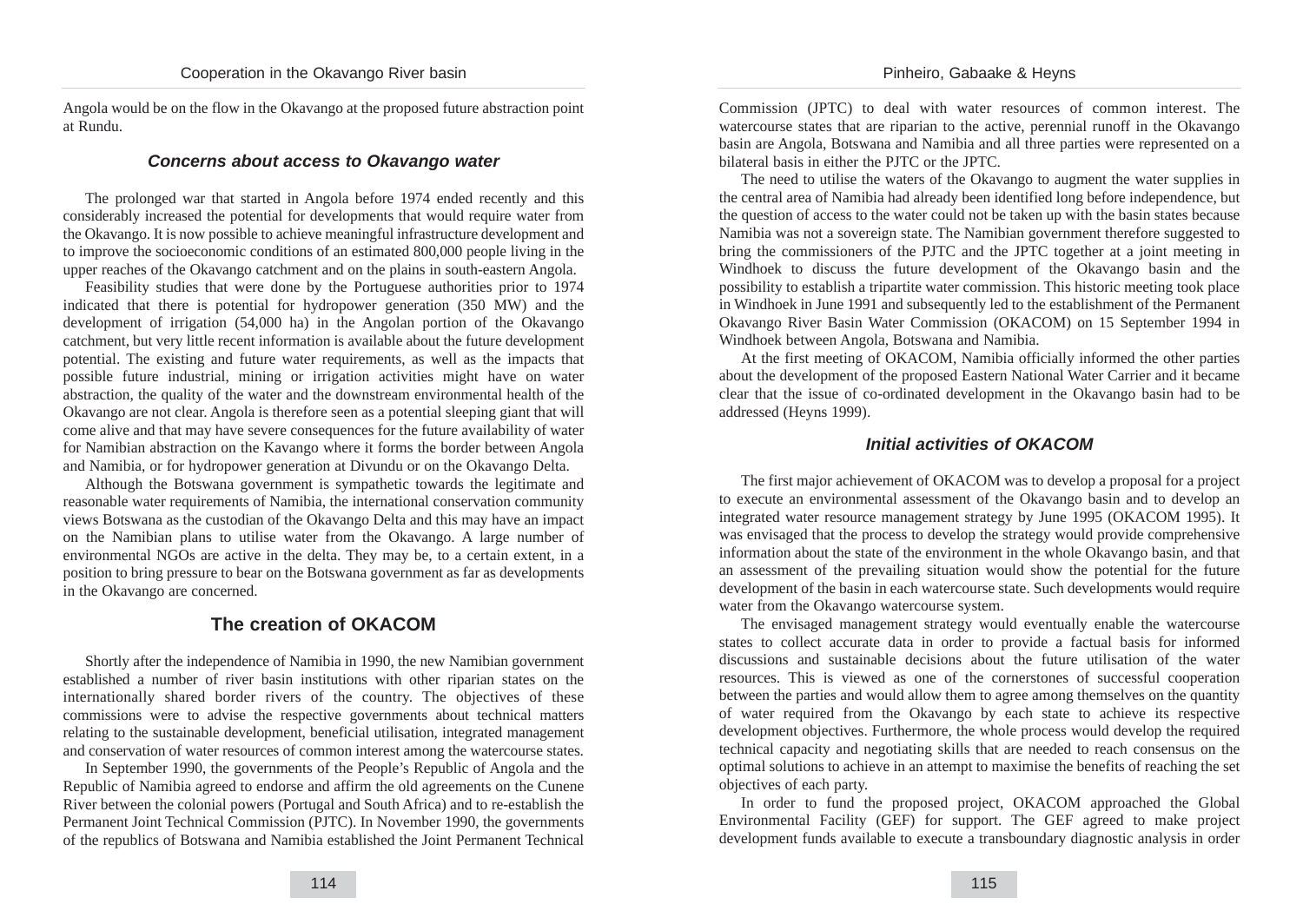Angola would be on the flow in the Okavango at the proposed future abstraction point at Rundu.

### *Concerns about access to Okavango water*

The prolonged war that started in Angola before 1974 ended recently and this considerably increased the potential for developments that would require water from the Okavango. It is now possible to achieve meaningful infrastructure development and to improve the socioeconomic conditions of an estimated 800,000 people living in the upper reaches of the Okavango catchment and on the plains in south-eastern Angola.

Feasibility studies that were done by the Portuguese authorities prior to 1974 indicated that there is potential for hydropower generation (350 MW) and the development of irrigation (54,000 ha) in the Angolan portion of the Okavango catchment, but very little recent information is available about the future development potential. The existing and future water requirements, as well as the impacts that possible future industrial, mining or irrigation activities might have on water abstraction, the quality of the water and the downstream environmental health of the Okavango are not clear. Angola is therefore seen as a potential sleeping giant that will come alive and that may have severe consequences for the future availability of water for Namibian abstraction on the Kavango where it forms the border between Angola and Namibia, or for hydropower generation at Divundu or on the Okavango Delta.

Although the Botswana government is sympathetic towards the legitimate and reasonable water requirements of Namibia, the international conservation community views Botswana as the custodian of the Okavango Delta and this may have an impact on the Namibian plans to utilise water from the Okavango. A large number of environmental NGOs are active in the delta. They may be, to a certain extent, in a position to bring pressure to bear on the Botswana government as far as developments in the Okavango are concerned.

## The creation of OKACOM

Shortly after the independence of Namibia in 1990, the new Namibian government established a number of river basin institutions with other riparian states on the internationally shared border rivers of the country. The objectives of these commissions were to advise the respective governments about technical matters relating to the sustainable development, beneficial utilisation, integrated management and conservation of water resources of common interest among the watercourse states.

In September 1990, the governments of the People's Republic of Angola and the Republic of Namibia agreed to endorse and affirm the old agreements on the Cunene River between the colonial powers (Portugal and South Africa) and to re-establish the Permanent Joint Technical Commission (PJTC). In November 1990, the governments of the republics of Botswana and Namibia established the Joint Permanent Technical Commission (JPTC) to deal with water resources of common interest. The watercourse states that are riparian to the active, perennial runoff in the Okavango basin are Angola, Botswana and Namibia and all three parties were represented on a bilateral basis in either the PJTC or the JPTC.

The need to utilise the waters of the Okavango to augment the water supplies in the central area of Namibia had already been identified long before independence, but the question of access to the water could not be taken up with the basin states because Namibia was not a sovereign state. The Namibian government therefore suggested to bring the commissioners of the PJTC and the JPTC together at a joint meeting in Windhoek to discuss the future development of the Okavango basin and the possibility to establish a tripartite water commission. This historic meeting took place in Windhoek in June 1991 and subsequently led to the establishment of the Permanent Okavango River Basin Water Commission (OKACOM) on 15 September 1994 in Windhoek between Angola, Botswana and Namibia.

At the first meeting of OKACOM, Namibia officially informed the other parties about the development of the proposed Eastern National Water Carrier and it became clear that the issue of co-ordinated development in the Okavango basin had to be addressed (Heyns 1999).

### *Initial activities of OKACOM*

The first major achievement of OKACOM was to develop a proposal for a project to execute an environmental assessment of the Okavango basin and to develop an integrated water resource management strategy by June 1995 (OKACOM 1995). It was envisaged that the process to develop the strategy would provide comprehensive information about the state of the environment in the whole Okavango basin, and that an assessment of the prevailing situation would show the potential for the future development of the basin in each watercourse state. Such developments would require water from the Okavango watercourse system.

The envisaged management strategy would eventually enable the watercourse states to collect accurate data in order to provide a factual basis for informed discussions and sustainable decisions about the future utilisation of the water resources. This is viewed as one of the cornerstones of successful cooperation between the parties and would allow them to agree among themselves on the quantity of water required from the Okavango by each state to achieve its respective development objectives. Furthermore, the whole process would develop the required technical capacity and negotiating skills that are needed to reach consensus on the optimal solutions to achieve in an attempt to maximise the benefits of reaching the set objectives of each party.

In order to fund the proposed project, OKACOM approached the Global Environmental Facility (GEF) for support. The GEF agreed to make project development funds available to execute a transboundary diagnostic analysis in order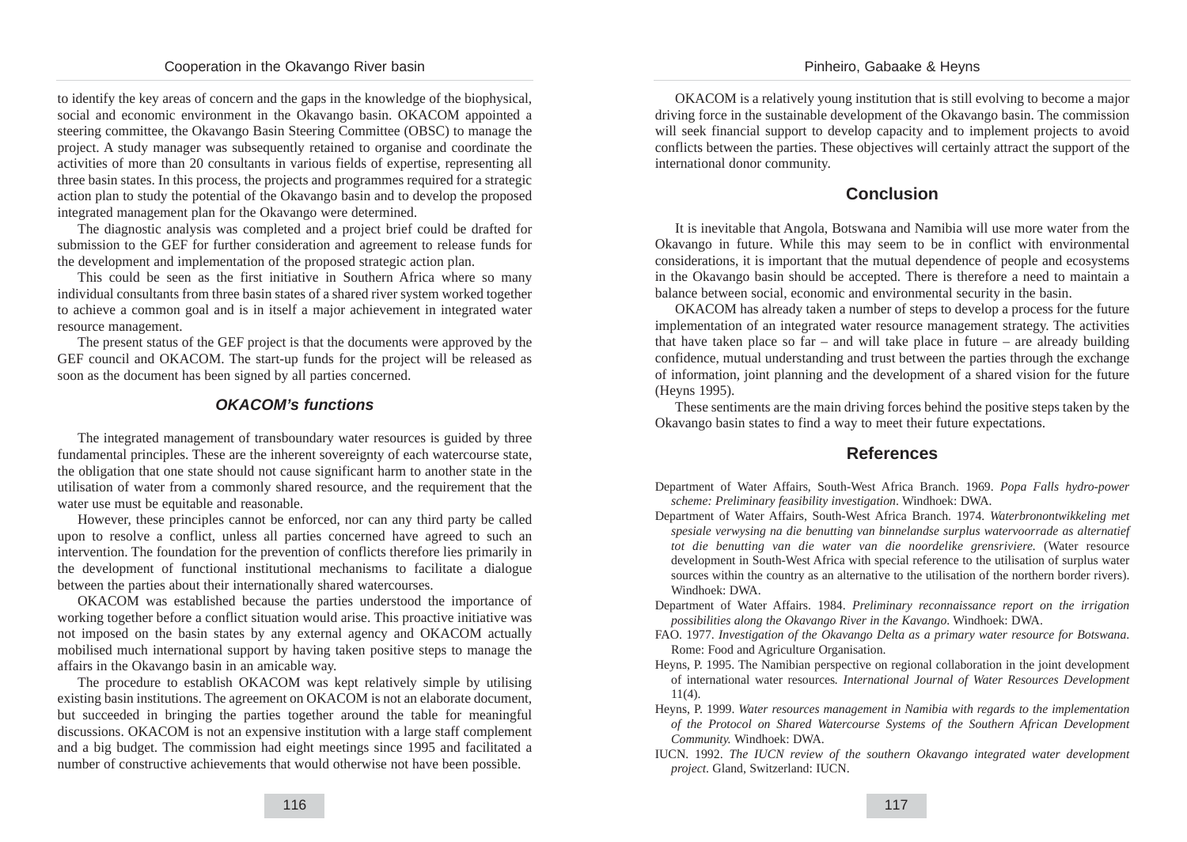to identify the key areas of concern and the gaps in the knowledge of the biophysical, social and economic environment in the Okavango basin. OKACOM appointed a steering committee, the Okavango Basin Steering Committee (OBSC) to manage the project. A study manager was subsequently retained to organise and coordinate the activities of more than 20 consultants in various fields of expertise, representing all three basin states. In this process, the projects and programmes required for a strategic action plan to study the potential of the Okavango basin and to develop the proposed integrated management plan for the Okavango were determined.

The diagnostic analysis was completed and a project brief could be drafted for submission to the GEF for further consideration and agreement to release funds for the development and implementation of the proposed strategic action plan.

This could be seen as the first initiative in Southern Africa where so many individual consultants from three basin states of a shared river system worked together to achieve a common goal and is in itself a major achievement in integrated water resource management.

The present status of the GEF project is that the documents were approved by the GEF council and OKACOM. The start-up funds for the project will be released as soon as the document has been signed by all parties concerned.

### *OKACOM's functions*

The integrated management of transboundary water resources is guided by three fundamental principles. These are the inherent sovereignty of each watercourse state, the obligation that one state should not cause significant harm to another state in the utilisation of water from a commonly shared resource, and the requirement that the water use must be equitable and reasonable.

However, these principles cannot be enforced, nor can any third party be called upon to resolve a conflict, unless all parties concerned have agreed to such an intervention. The foundation for the prevention of conflicts therefore lies primarily in the development of functional institutional mechanisms to facilitate a dialogue between the parties about their internationally shared watercourses.

OKACOM was established because the parties understood the importance of working together before a conflict situation would arise. This proactive initiative was not imposed on the basin states by any external agency and OKACOM actually mobilised much international support by having taken positive steps to manage the affairs in the Okavango basin in an amicable way.

The procedure to establish OKACOM was kept relatively simple by utilising existing basin institutions. The agreement on OKACOM is not an elaborate document, but succeeded in bringing the parties together around the table for meaningful discussions. OKACOM is not an expensive institution with a large staff complement and a big budget. The commission had eight meetings since 1995 and facilitated a number of constructive achievements that would otherwise not have been possible.

OKACOM is a relatively young institution that is still evolving to become a major driving force in the sustainable development of the Okavango basin. The commission will seek financial support to develop capacity and to implement projects to avoid conflicts between the parties. These objectives will certainly attract the support of the international donor community.

## Conclusion

It is inevitable that Angola, Botswana and Namibia will use more water from the Okavango in future. While this may seem to be in conflict with environmental considerations, it is important that the mutual dependence of people and ecosystems in the Okavango basin should be accepted. There is therefore a need to maintain a balance between social, economic and environmental security in the basin.

OKACOM has already taken a number of steps to develop a process for the future implementation of an integrated water resource management strategy. The activities that have taken place so far – and will take place in future – are already building confidence, mutual understanding and trust between the parties through the exchange of information, joint planning and the development of a shared vision for the future (Heyns 1995).

These sentiments are the main driving forces behind the positive steps taken by the Okavango basin states to find a way to meet their future expectations.

## References

Department of Water Affairs, South-West Africa Branch. 1969. *Popa Falls hydro-power scheme: Preliminary feasibility investigation*. Windhoek: DWA.

Department of Water Affairs, South-West Africa Branch. 1974. *Waterbronontwikkeling met spesiale verwysing na die benutting van binnelandse surplus watervoorrade as alternatief tot die benutting van die water van die noordelike grensriviere.* (Water resource development in South-West Africa with special reference to the utilisation of surplus water sources within the country as an alternative to the utilisation of the northern border rivers). Windhoek: DWA.

Department of Water Affairs. 1984. *Preliminary reconnaissance report on the irrigation possibilities along the Okavango River in the Kavango*. Windhoek: DWA.

FAO. 1977. *Investigation of the Okavango Delta as a primary water resource for Botswana*. Rome: Food and Agriculture Organisation.

Heyns, P. 1995. The Namibian perspective on regional collaboration in the joint development of international water resources. *International Journal of Water Resources Development* 11(4).

Heyns, P. 1999. *Water resources management in Namibia with regards to the implementation of the Protocol on Shared Watercourse Systems of the Southern African Development Community.* Windhoek: DWA.

IUCN. 1992. *The IUCN review of the southern Okavango integrated water development project*. Gland, Switzerland: IUCN.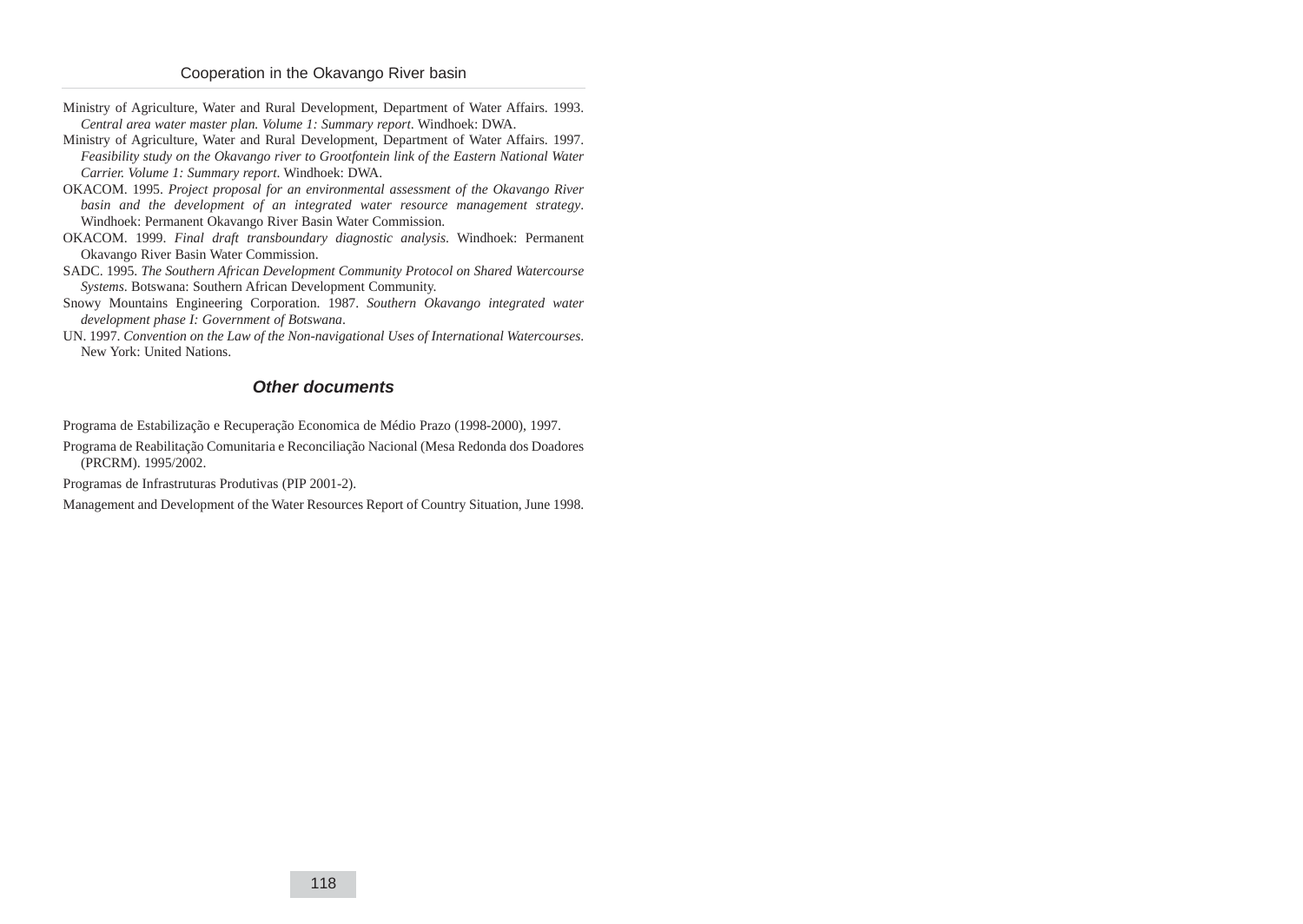Ministry of Agriculture, Water and Rural Development, Department of Water Affairs. 1993. *Central area water master plan. Volume 1: Summary report*. Windhoek: DWA.

Ministry of Agriculture, Water and Rural Development, Department of Water Affairs. 1997. *Feasibility study on the Okavango river to Grootfontein link of the Eastern National Water Carrier. Volume 1: Summary report*. Windhoek: DWA.

OKACOM. 1995. *Project proposal for an environmental assessment of the Okavango River basin and the development of an integrated water resource management strategy*. Windhoek: Permanent Okavango River Basin Water Commission.

OKACOM. 1999. *Final draft transboundary diagnostic analysis*. Windhoek: Permanent Okavango River Basin Water Commission.

SADC. 1995. *The Southern African Development Community Protocol on Shared Watercourse Systems*. Botswana: Southern African Development Community.

Snowy Mountains Engineering Corporation. 1987. *Southern Okavango integrated water development phase I: Government of Botswana*.

UN. 1997. *Convention on the Law of the Non-navigational Uses of International Watercourses*. New York: United Nations.

## *Other documents*

Programa de Estabilização e Recuperação Economica de Médio Prazo (1998-2000), 1997.

Programa de Reabilitação Comunitaria e Reconciliação Nacional (Mesa Redonda dos Doadores (PRCRM). 1995/2002.

Programas de Infrastruturas Produtivas (PIP 2001-2).

Management and Development of the Water Resources Report of Country Situation, June 1998.